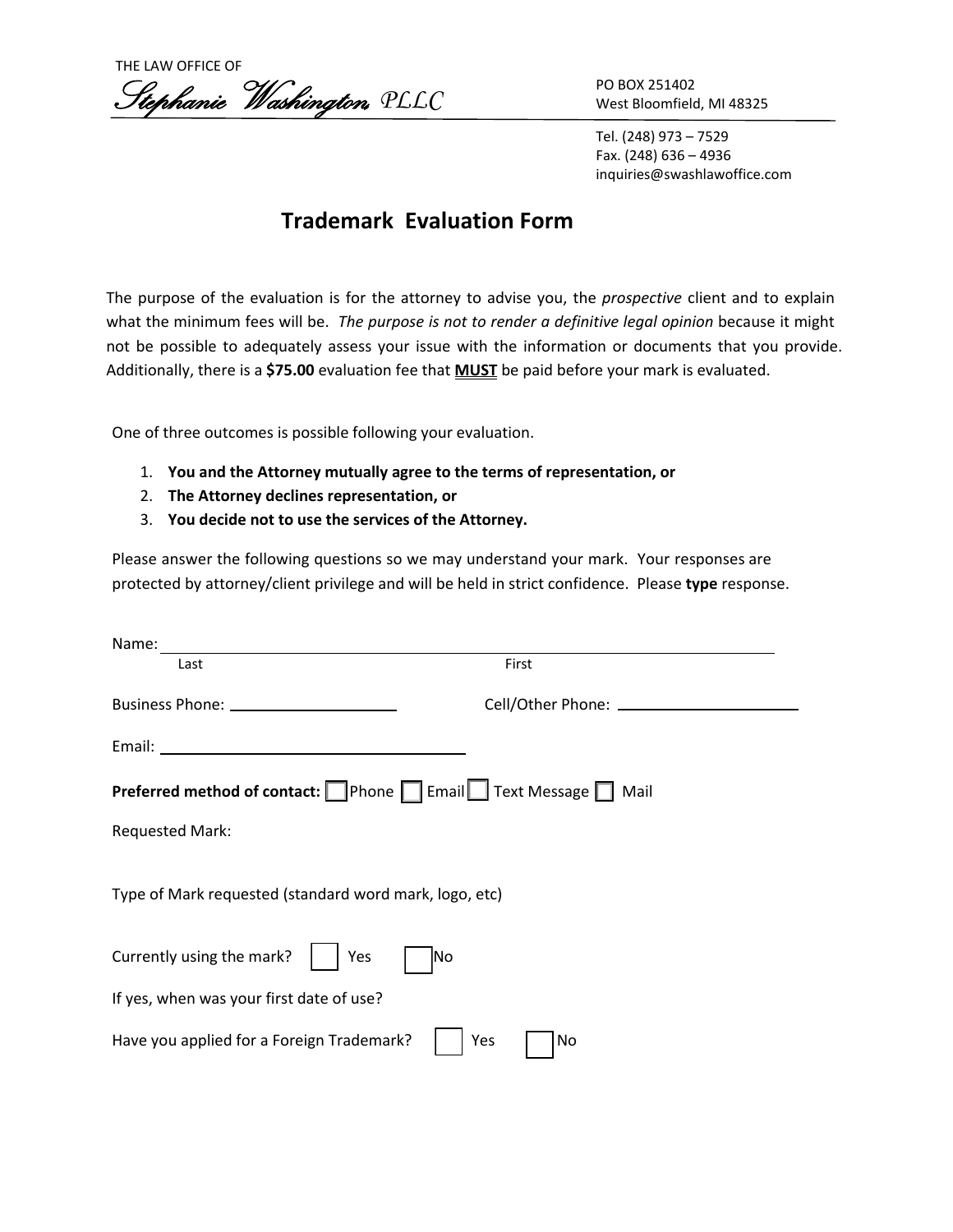THE LAW OFFICE OF

*Stephanie Washington*, PLLC

PO BOX 251402
West Bloomfield, MI 48325

Tel. (248) 973 – 7529
Fax. (248) 636 – 4936
inquiries@swashlawoffice.com

# Trademark Evaluation Form

The purpose of the evaluation is for the attorney to advise you, the *prospective* client and to explain what the minimum fees will be. *The purpose is not to render a definitive legal opinion* because it might not be possible to adequately assess your issue with the information or documents that you provide. Additionally, there is a **$75.00** evaluation fee that **MUST** be paid before your mark is evaluated.

One of three outcomes is possible following your evaluation.

1. **You and the Attorney mutually agree to the terms of representation, or**
2. **The Attorney declines representation, or**
3. **You decide not to use the services of the Attorney.**

Please answer the following questions so we may understand your mark. Your responses are protected by attorney/client privilege and will be held in strict confidence. Please **type** response.

Name: ______________________________________________
Last First

Business Phone: ____________________ Cell/Other Phone: ____________________

Email: ______________________________

**Preferred method of contact:** ☐ Phone ☐ Email ☐ Text Message ☐ Mail

Requested Mark:

Type of Mark requested (standard word mark, logo, etc)

Currently using the mark? ☐ Yes ☐ No

If yes, when was your first date of use?

Have you applied for a Foreign Trademark? ☐ Yes ☐ No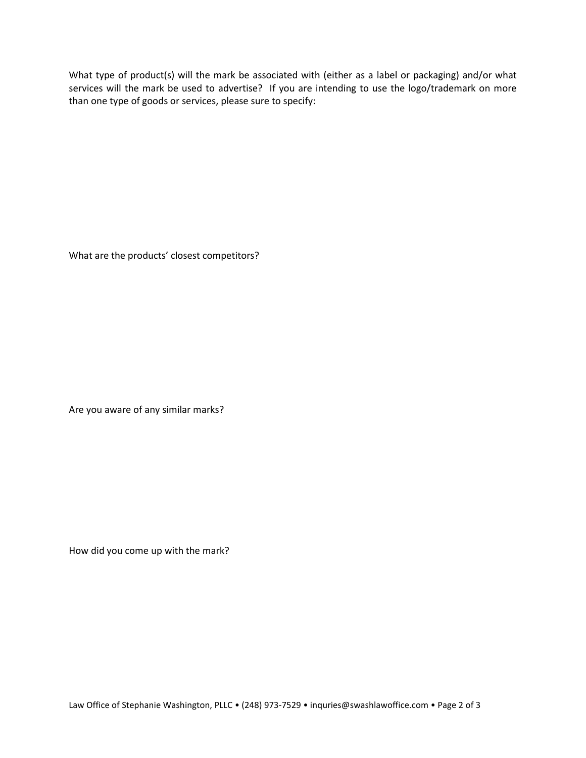What type of product(s) will the mark be associated with (either as a label or packaging) and/or what services will the mark be used to advertise? If you are intending to use the logo/trademark on more than one type of goods or services, please sure to specify:

What are the products' closest competitors?

Are you aware of any similar marks?

How did you come up with the mark?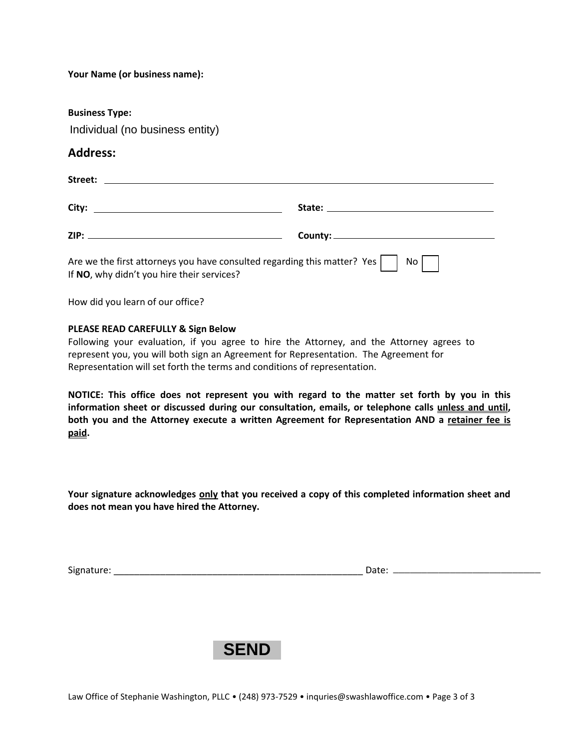**Your Name (or business name):**

**Business Type:**

Individual (no business entity)

## Address:

**Street:** ______________________________

**City:** ______________________________ **State:** ______________________________

**ZIP:** ______________________________ **County:** ______________________________

Are we the first attorneys you have consulted regarding this matter? Yes ☐ No ☐

If **NO**, why didn't you hire their services?

How did you learn of our office?

**PLEASE READ CAREFULLY & Sign Below**

Following your evaluation, if you agree to hire the Attorney, and the Attorney agrees to represent you, you will both sign an Agreement for Representation. The Agreement for Representation will set forth the terms and conditions of representation.

**NOTICE: This office does not represent you with regard to the matter set forth by you in this information sheet or discussed during our consultation, emails, or telephone calls unless and until, both you and the Attorney execute a written Agreement for Representation AND a retainer fee is paid.**

**Your signature acknowledges only that you received a copy of this completed information sheet and does not mean you have hired the Attorney.**

Signature: ______________________________ Date: ______________________________

SEND

Law Office of Stephanie Washington, PLLC • (248) 973-7529 • inquries@swashlawoffice.com